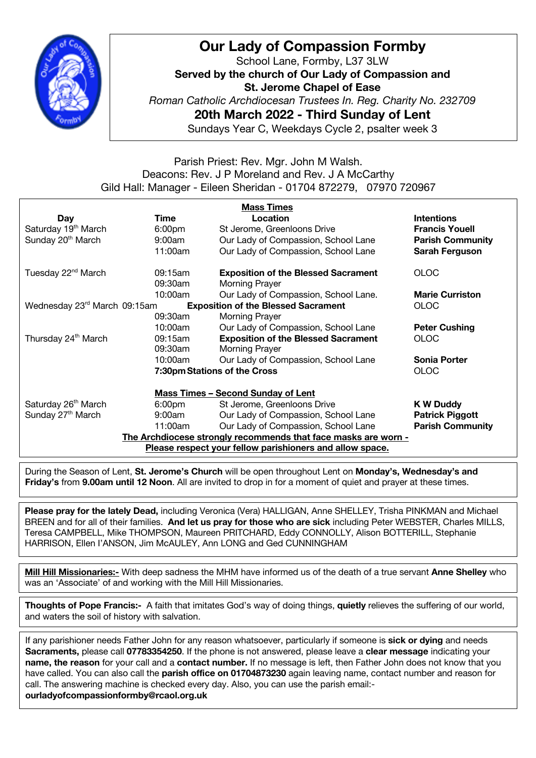# Our Lady of Compassion Formby

School Lane, Formby, L37 3LW

**Served by the church of Our Lady of Compassion and**
**St. Jerome Chapel of Ease**

*Roman Catholic Archdiocesan Trustees In. Reg. Charity No. 232709*

## 20th March 2022 - Third Sunday of Lent

Sundays Year C, Weekdays Cycle 2, psalter week 3

Parish Priest: Rev. Mgr. John M Walsh.
Deacons: Rev. J P Moreland and Rev. J A McCarthy
Gild Hall: Manager - Eileen Sheridan - 01704 872279, 07970 720967

**Mass Times**

| Day | Time | Location | Intentions |
|---|---|---|---|
| Saturday 19th March | 6:00pm | St Jerome, Greenloons Drive | **Francis Youell** |
| Sunday 20th March | 9:00am | Our Lady of Compassion, School Lane | **Parish Community** |
| | 11:00am | Our Lady of Compassion, School Lane | **Sarah Ferguson** |
| Tuesday 22nd March | 09:15am | **Exposition of the Blessed Sacrament** | OLOC |
| | 09:30am | Morning Prayer | |
| | 10:00am | Our Lady of Compassion, School Lane. | **Marie Curriston** |
| Wednesday 23rd March | 09:15am | **Exposition of the Blessed Sacrament** | OLOC |
| | 09:30am | Morning Prayer | |
| | 10:00am | Our Lady of Compassion, School Lane | **Peter Cushing** |
| Thursday 24th March | 09:15am | **Exposition of the Blessed Sacrament** | OLOC |
| | 09:30am | Morning Prayer | |
| | 10:00am | Our Lady of Compassion, School Lane | **Sonia Porter** |
| | **7:30pm** | **Stations of the Cross** | OLOC |

**Mass Times – Second Sunday of Lent**

| Day | Time | Location | Intentions |
|---|---|---|---|
| Saturday 26th March | 6:00pm | St Jerome, Greenloons Drive | **K W Duddy** |
| Sunday 27th March | 9:00am | Our Lady of Compassion, School Lane | **Patrick Piggott** |
| | 11:00am | Our Lady of Compassion, School Lane | **Parish Community** |

**The Archdiocese strongly recommends that face masks are worn -**
**Please respect your fellow parishioners and allow space.**

During the Season of Lent, **St. Jerome's Church** will be open throughout Lent on **Monday's, Wednesday's and Friday's** from **9.00am until 12 Noon**. All are invited to drop in for a moment of quiet and prayer at these times.

**Please pray for the lately Dead,** including Veronica (Vera) HALLIGAN, Anne SHELLEY, Trisha PINKMAN and Michael BREEN and for all of their families. **And let us pray for those who are sick** including Peter WEBSTER, Charles MILLS, Teresa CAMPBELL, Mike THOMPSON, Maureen PRITCHARD, Eddy CONNOLLY, Alison BOTTERILL, Stephanie HARRISON, Ellen I'ANSON, Jim McAULEY, Ann LONG and Ged CUNNINGHAM

**Mill Hill Missionaries:-** With deep sadness the MHM have informed us of the death of a true servant **Anne Shelley** who was an 'Associate' of and working with the Mill Hill Missionaries.

**Thoughts of Pope Francis:-** A faith that imitates God's way of doing things, **quietly** relieves the suffering of our world, and waters the soil of history with salvation.

If any parishioner needs Father John for any reason whatsoever, particularly if someone is **sick or dying** and needs **Sacraments,** please call **07783354250**. If the phone is not answered, please leave a **clear message** indicating your **name, the reason** for your call and a **contact number.** If no message is left, then Father John does not know that you have called. You can also call the **parish office on 01704873230** again leaving name, contact number and reason for call. The answering machine is checked every day. Also, you can use the parish email:- **ourladyofcompassionformby@rcaol.org.uk**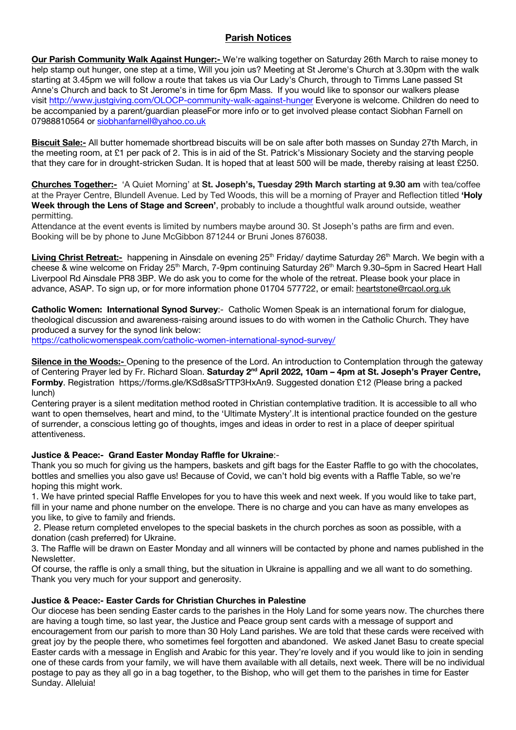## Parish Notices

**Our Parish Community Walk Against Hunger:-** We're walking together on Saturday 26th March to raise money to help stamp out hunger, one step at a time, Will you join us? Meeting at St Jerome's Church at 3.30pm with the walk starting at 3.45pm we will follow a route that takes us via Our Lady's Church, through to Timms Lane passed St Anne's Church and back to St Jerome's in time for 6pm Mass. If you would like to sponsor our walkers please visit http://www.justgiving.com/OLOCP-community-walk-against-hunger Everyone is welcome. Children do need to be accompanied by a parent/guardian pleaseFor more info or to get involved please contact Siobhan Farnell on 07988810564 or siobhanfarnell@yahoo.co.uk

**Biscuit Sale:-** All butter homemade shortbread biscuits will be on sale after both masses on Sunday 27th March, in the meeting room, at £1 per pack of 2. This is in aid of the St. Patrick's Missionary Society and the starving people that they care for in drought-stricken Sudan. It is hoped that at least 500 will be made, thereby raising at least £250.

**Churches Together:-** 'A Quiet Morning' at **St. Joseph's, Tuesday 29th March starting at 9.30 am** with tea/coffee at the Prayer Centre, Blundell Avenue. Led by Ted Woods, this will be a morning of Prayer and Reflection titled **'Holy Week through the Lens of Stage and Screen'**, probably to include a thoughtful walk around outside, weather permitting.
Attendance at the event events is limited by numbers maybe around 30. St Joseph's paths are firm and even. Booking will be by phone to June McGibbon 871244 or Bruni Jones 876038.

**Living Christ Retreat:-** happening in Ainsdale on evening 25th Friday/ daytime Saturday 26th March. We begin with a cheese & wine welcome on Friday 25th March, 7-9pm continuing Saturday 26th March 9.30–5pm in Sacred Heart Hall Liverpool Rd Ainsdale PR8 3BP. We do ask you to come for the whole of the retreat. Please book your place in advance, ASAP. To sign up, or for more information phone 01704 577722, or email: heartstone@rcaol.org.uk

**Catholic Women: International Synod Survey**:- Catholic Women Speak is an international forum for dialogue, theological discussion and awareness-raising around issues to do with women in the Catholic Church. They have produced a survey for the synod link below:
https://catholicwomenspeak.com/catholic-women-international-synod-survey/

**Silence in the Woods:-** Opening to the presence of the Lord. An introduction to Contemplation through the gateway of Centering Prayer led by Fr. Richard Sloan. **Saturday 2nd April 2022, 10am – 4pm at St. Joseph's Prayer Centre, Formby**. Registration https;//forms.gle/KSd8saSrTTP3HxAn9. Suggested donation £12 (Please bring a packed lunch)
Centering prayer is a silent meditation method rooted in Christian contemplative tradition. It is accessible to all who want to open themselves, heart and mind, to the 'Ultimate Mystery'.It is intentional practice founded on the gesture of surrender, a conscious letting go of thoughts, imges and ideas in order to rest in a place of deeper spiritual attentiveness.

**Justice & Peace:- Grand Easter Monday Raffle for Ukraine**:-
Thank you so much for giving us the hampers, baskets and gift bags for the Easter Raffle to go with the chocolates, bottles and smellies you also gave us! Because of Covid, we can't hold big events with a Raffle Table, so we're hoping this might work.

1. We have printed special Raffle Envelopes for you to have this week and next week. If you would like to take part, fill in your name and phone number on the envelope. There is no charge and you can have as many envelopes as you like, to give to family and friends.
2. Please return completed envelopes to the special baskets in the church porches as soon as possible, with a donation (cash preferred) for Ukraine.
3. The Raffle will be drawn on Easter Monday and all winners will be contacted by phone and names published in the Newsletter.

Of course, the raffle is only a small thing, but the situation in Ukraine is appalling and we all want to do something. Thank you very much for your support and generosity.

**Justice & Peace:- Easter Cards for Christian Churches in Palestine**
Our diocese has been sending Easter cards to the parishes in the Holy Land for some years now. The churches there are having a tough time, so last year, the Justice and Peace group sent cards with a message of support and encouragement from our parish to more than 30 Holy Land parishes. We are told that these cards were received with great joy by the people there, who sometimes feel forgotten and abandoned. We asked Janet Basu to create special Easter cards with a message in English and Arabic for this year. They're lovely and if you would like to join in sending one of these cards from your family, we will have them available with all details, next week. There will be no individual postage to pay as they all go in a bag together, to the Bishop, who will get them to the parishes in time for Easter Sunday. Alleluia!